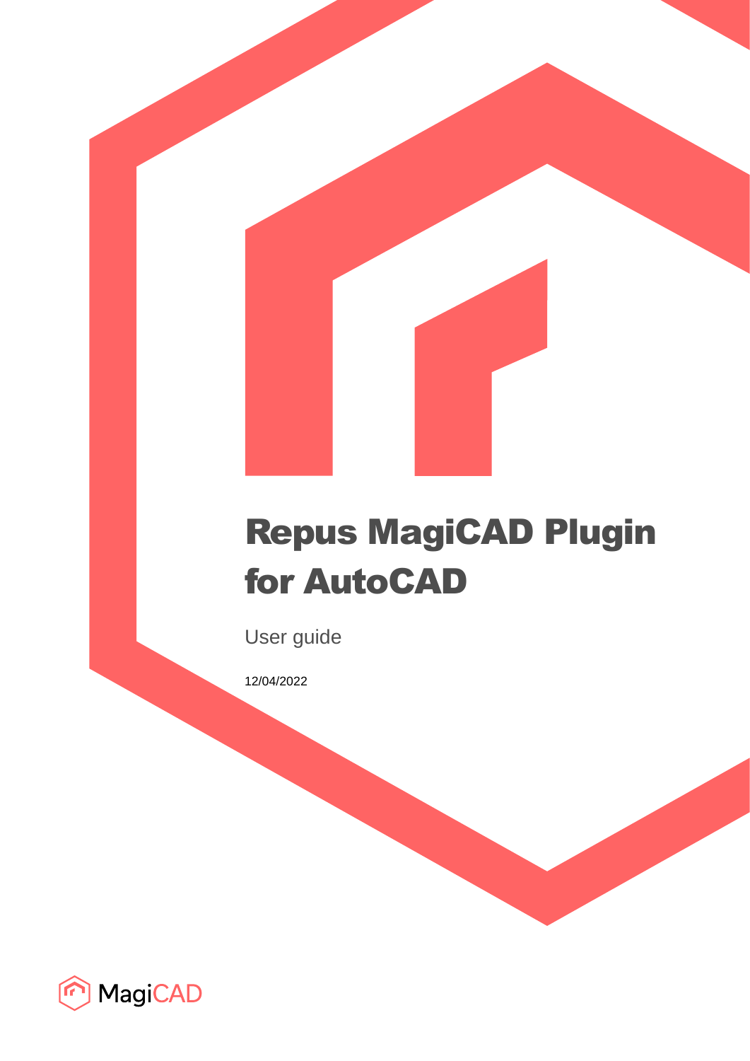# Repus MagiCAD Plugin for AutoCAD

User guide

12/04/2022

MagiCAD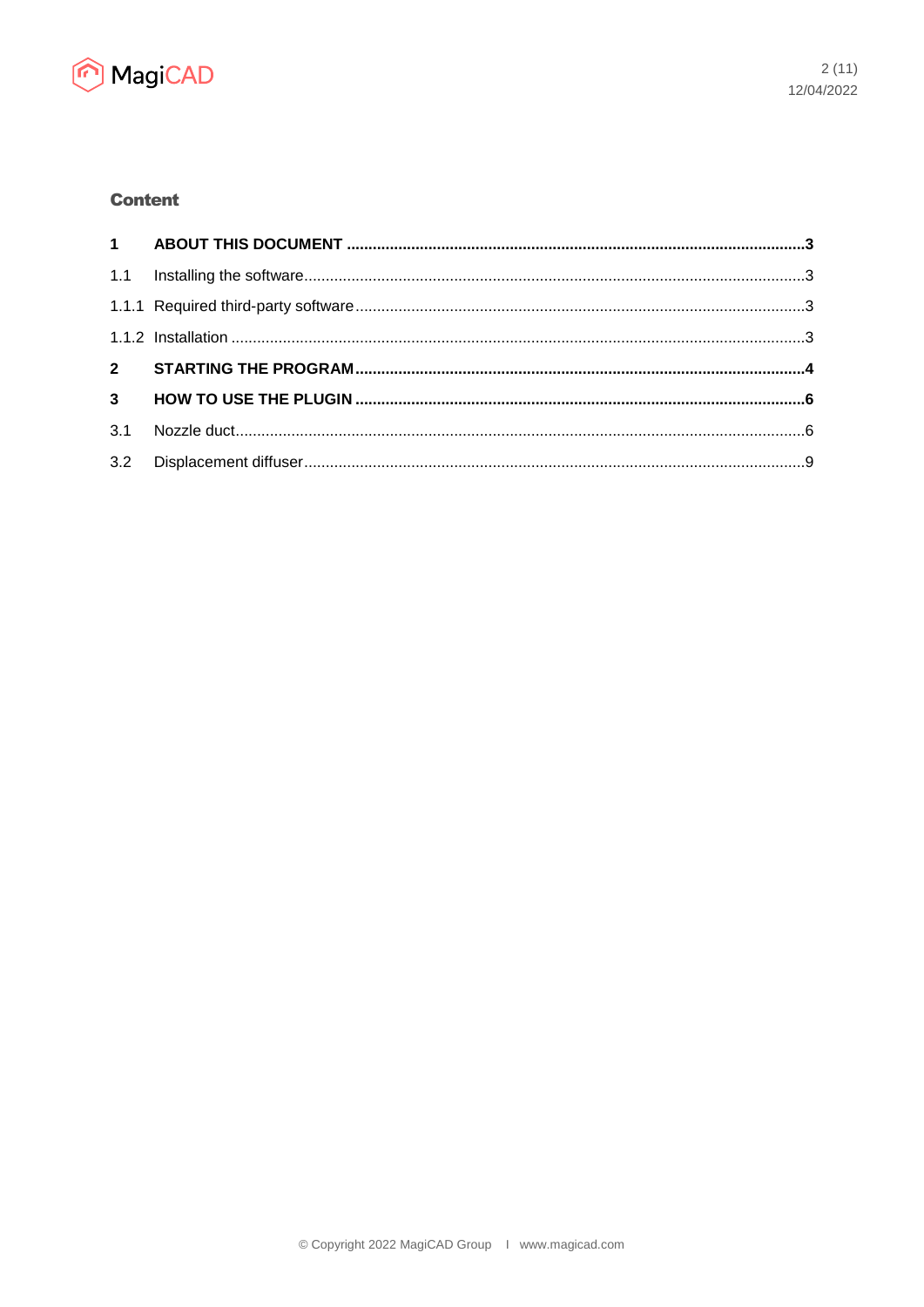## Content

| | | |
|---|---|---|
| **1** | **ABOUT THIS DOCUMENT** | **3** |
| 1.1 | Installing the software | 3 |
| 1.1.1 | Required third-party software | 3 |
| 1.1.2 | Installation | 3 |
| **2** | **STARTING THE PROGRAM** | **4** |
| **3** | **HOW TO USE THE PLUGIN** | **6** |
| 3.1 | Nozzle duct | 6 |
| 3.2 | Displacement diffuser | 9 |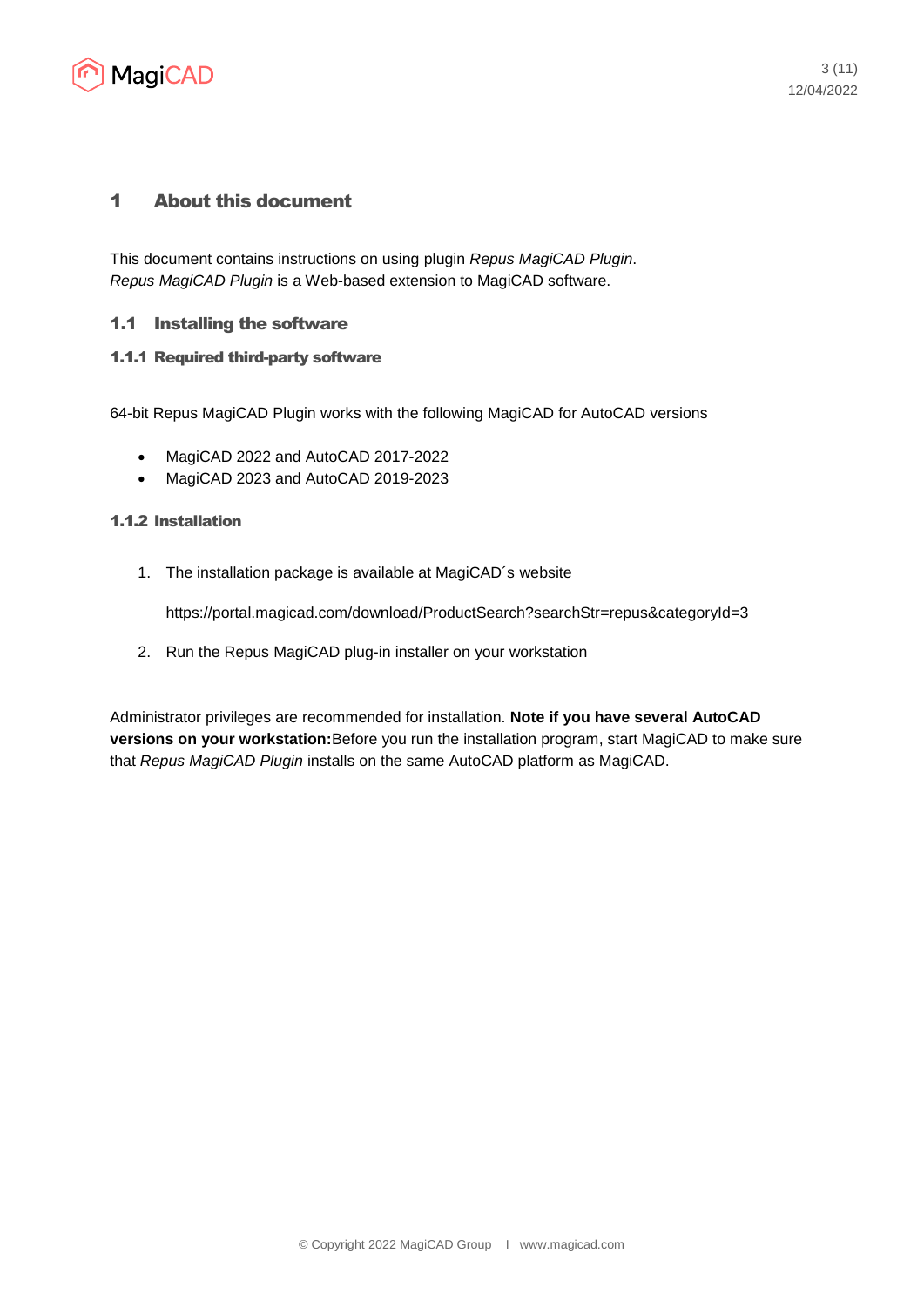# 1 About this document

This document contains instructions on using plugin *Repus MagiCAD Plugin*.
*Repus MagiCAD Plugin* is a Web-based extension to MagiCAD software.

## 1.1 Installing the software

### 1.1.1 Required third-party software

64-bit Repus MagiCAD Plugin works with the following MagiCAD for AutoCAD versions

- MagiCAD 2022 and AutoCAD 2017-2022
- MagiCAD 2023 and AutoCAD 2019-2023

### 1.1.2 Installation

1. The installation package is available at MagiCAD´s website

   https://portal.magicad.com/download/ProductSearch?searchStr=repus&categoryId=3

2. Run the Repus MagiCAD plug-in installer on your workstation

Administrator privileges are recommended for installation. **Note if you have several AutoCAD versions on your workstation:**Before you run the installation program, start MagiCAD to make sure that *Repus MagiCAD Plugin* installs on the same AutoCAD platform as MagiCAD.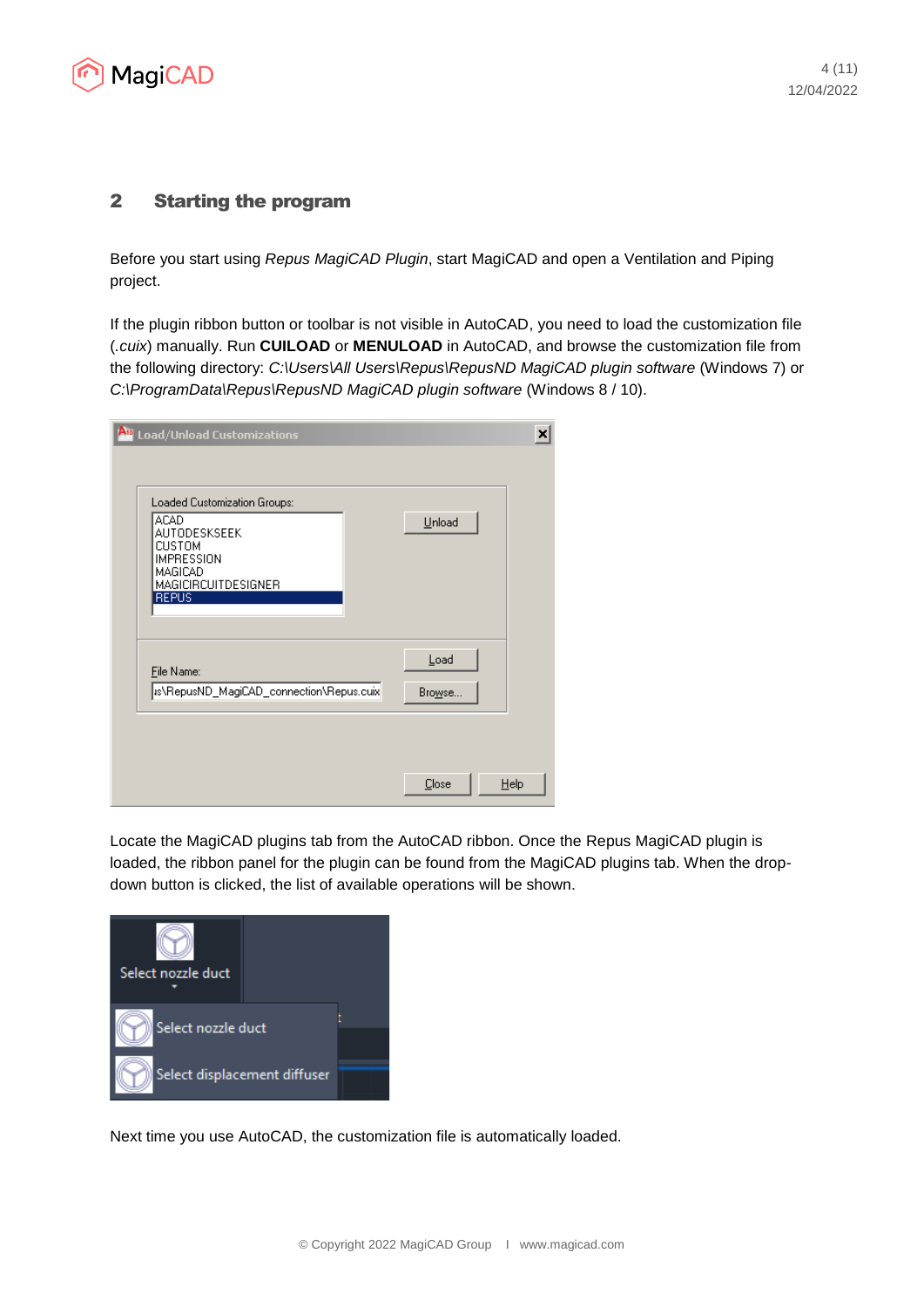## 2 Starting the program

Before you start using *Repus MagiCAD Plugin*, start MagiCAD and open a Ventilation and Piping project.

If the plugin ribbon button or toolbar is not visible in AutoCAD, you need to load the customization file (*.cuix*) manually. Run **CUILOAD** or **MENULOAD** in AutoCAD, and browse the customization file from the following directory: *C:\Users\All Users\Repus\RepusND MagiCAD plugin software* (Windows 7) or *C:\ProgramData\Repus\RepusND MagiCAD plugin software* (Windows 8 / 10).

Locate the MagiCAD plugins tab from the AutoCAD ribbon. Once the Repus MagiCAD plugin is loaded, the ribbon panel for the plugin can be found from the MagiCAD plugins tab. When the drop-down button is clicked, the list of available operations will be shown.

Next time you use AutoCAD, the customization file is automatically loaded.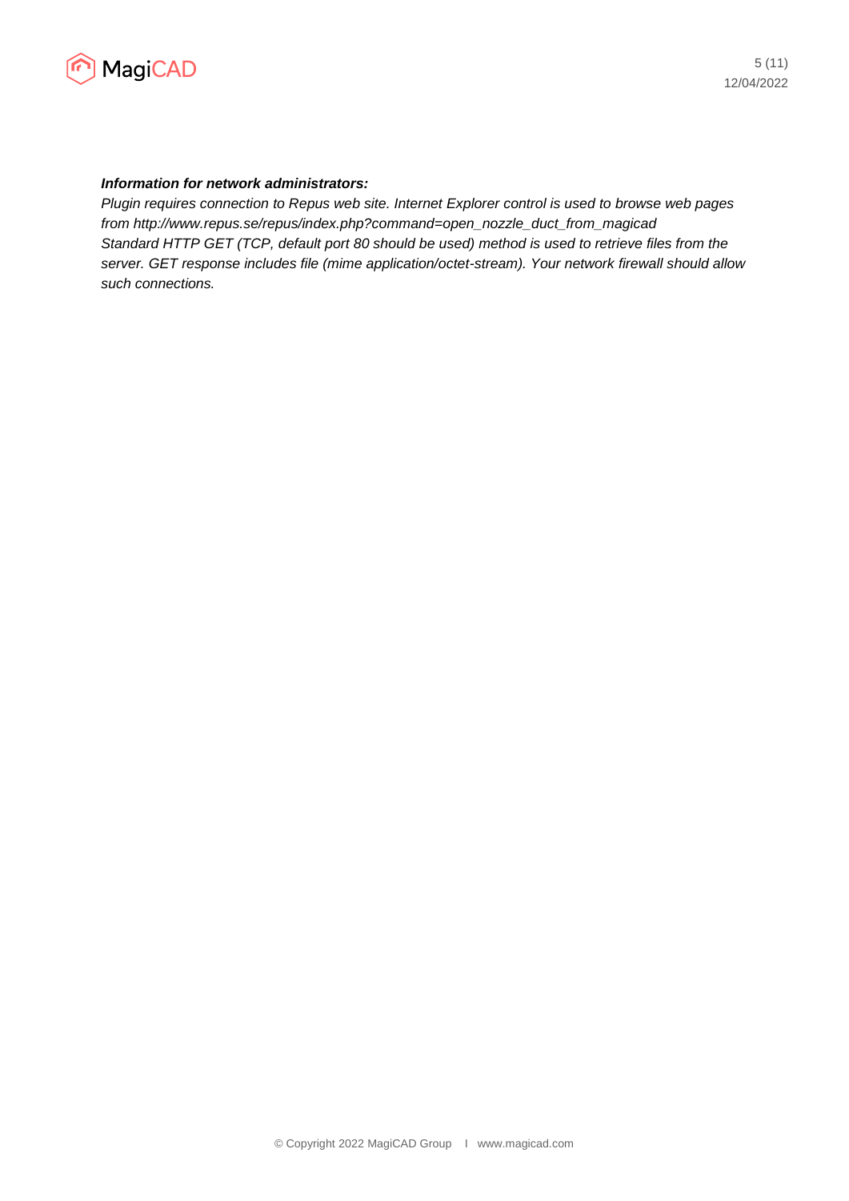***Information for network administrators:***

*Plugin requires connection to Repus web site. Internet Explorer control is used to browse web pages from http://www.repus.se/repus/index.php?command=open_nozzle_duct_from_magicad*
*Standard HTTP GET (TCP, default port 80 should be used) method is used to retrieve files from the server. GET response includes file (mime application/octet-stream). Your network firewall should allow such connections.*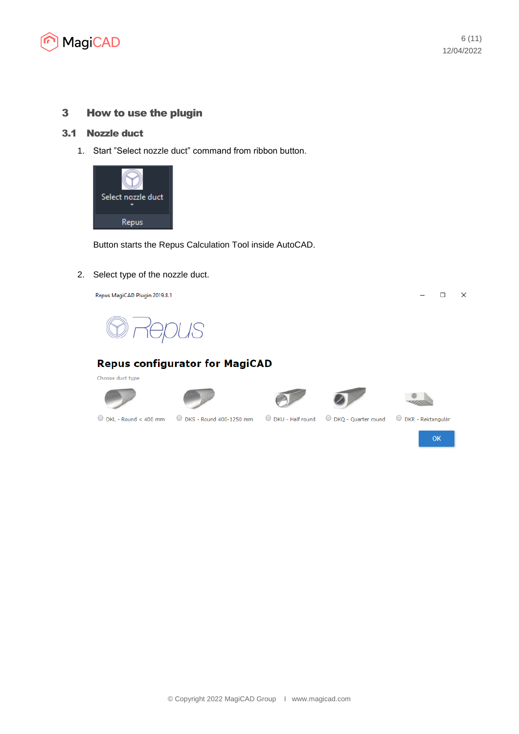# 3 How to use the plugin

## 3.1 Nozzle duct

1. Start "Select nozzle duct" command from ribbon button.

   Button starts the Repus Calculation Tool inside AutoCAD.

2. Select type of the nozzle duct.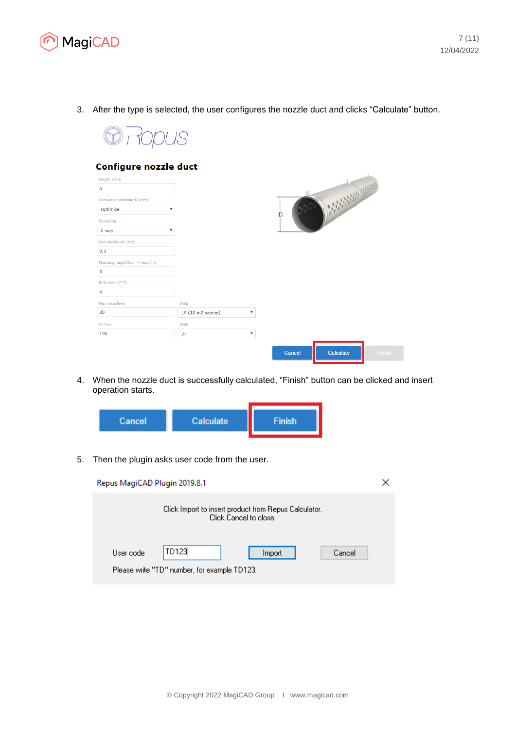3. After the type is selected, the user configures the nozzle duct and clicks “Calculate” button.

Repus

**Configure nozzle duct**

Length A (m)
6

Connection diameter D (mm)
Optimize

Spreading
2 way

End velocity jet (m/s)
0,2

Mounting height floor -> duct (m)
3

Delta temp (° C)
4

Max noice level
30

Units
LA (10 m2 sabine)

Air flow
150

Units
l/s

D

Cancel Calculate Finish

4. When the nozzle duct is successfully calculated, “Finish” button can be clicked and insert operation starts.

Cancel Calculate Finish

5. Then the plugin asks user code from the user.

Repus MagiCAD Plugin 2019.8.1

Click Import to insert product from Repus Calculator.
Click Cancel to close.

User code TD123 Import Cancel

Please write "TD" number, for example TD123.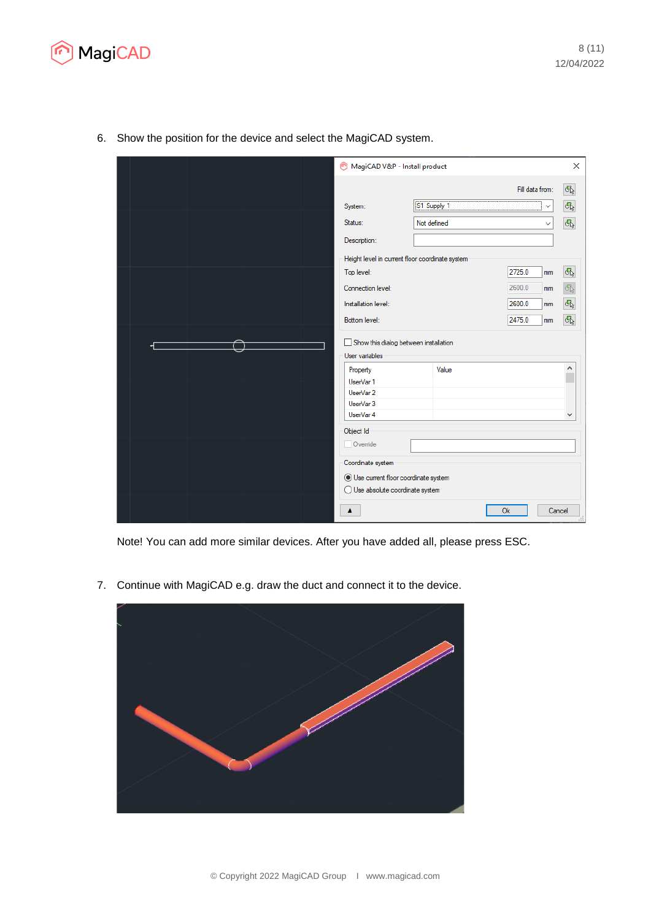6. Show the position for the device and select the MagiCAD system.

Note! You can add more similar devices. After you have added all, please press ESC.

7. Continue with MagiCAD e.g. draw the duct and connect it to the device.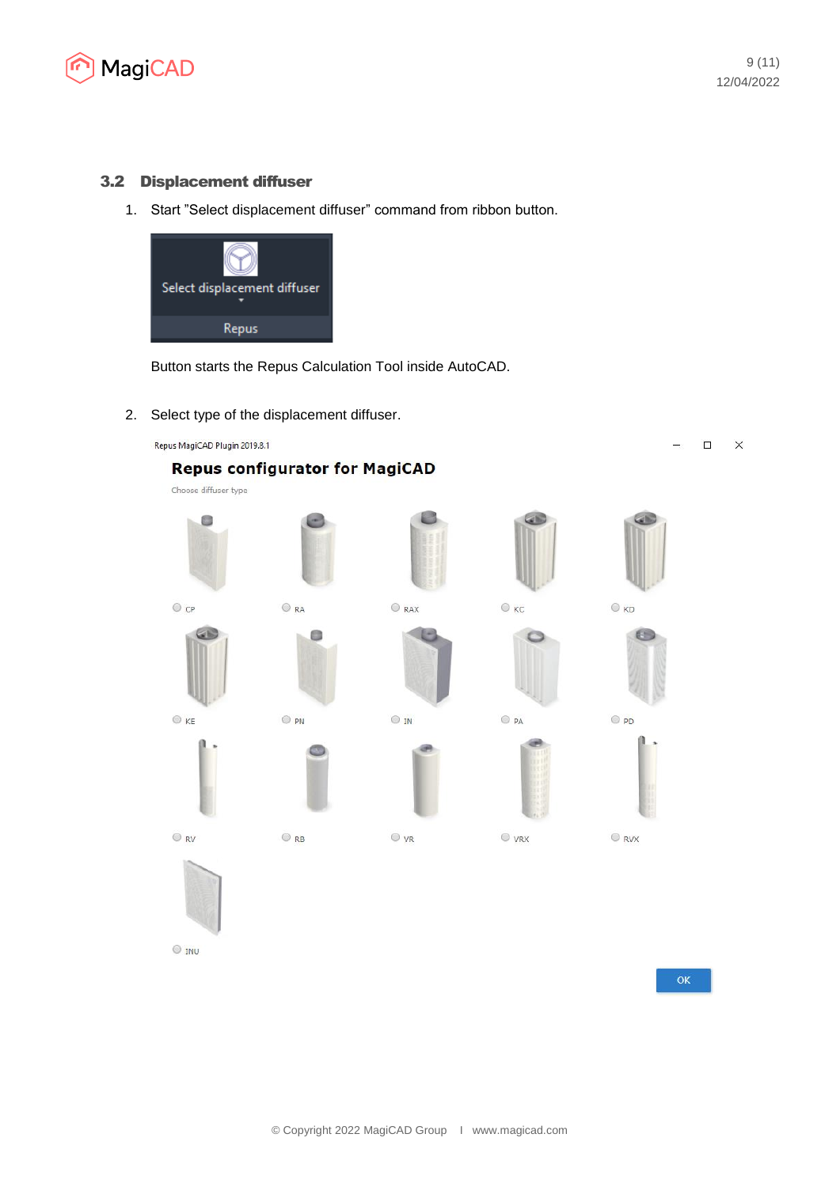## 3.2 Displacement diffuser

1. Start "Select displacement diffuser" command from ribbon button.

   Button starts the Repus Calculation Tool inside AutoCAD.

2. Select type of the displacement diffuser.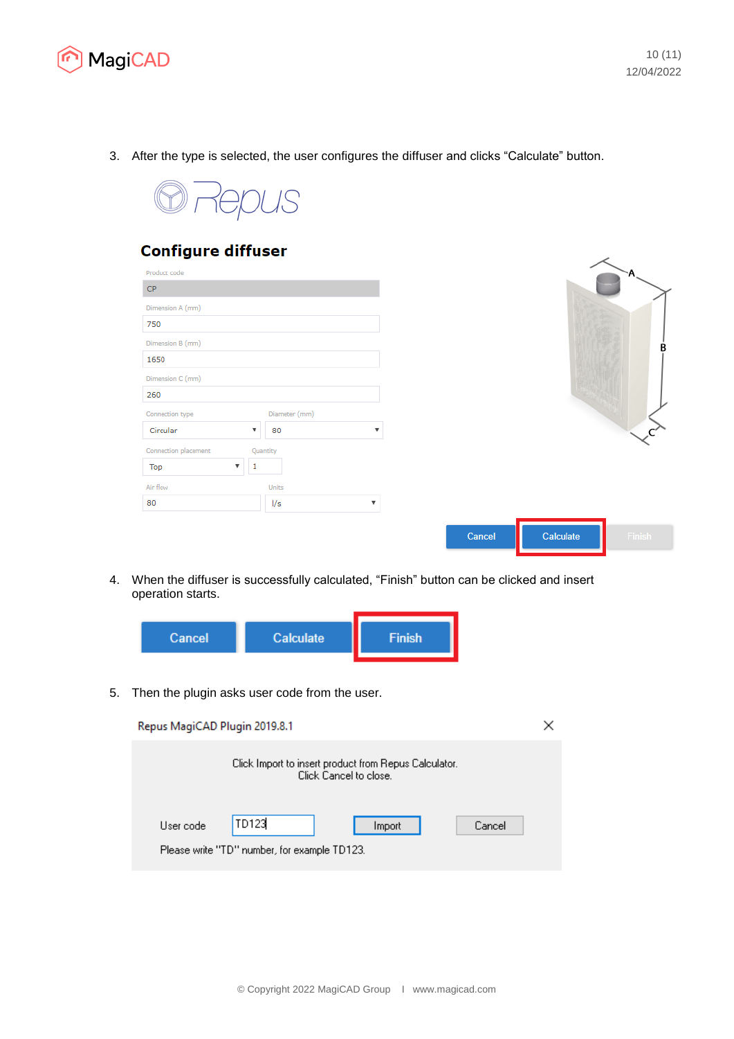3. After the type is selected, the user configures the diffuser and clicks "Calculate" button.

Repus

**Configure diffuser**

Product code
CP

Dimension A (mm)
750

Dimension B (mm)
1650

Dimension C (mm)
260

Connection type
Circular

Diameter (mm)
80

Connection placement
Top

Quantity
1

Air flow
80

Units
l/s

A
B
C

Cancel | Calculate | Finish

4. When the diffuser is successfully calculated, "Finish" button can be clicked and insert operation starts.

Cancel | Calculate | Finish

5. Then the plugin asks user code from the user.

Repus MagiCAD Plugin 2019.8.1

Click Import to insert product from Repus Calculator.
Click Cancel to close.

User code: TD123 | Import | Cancel

Please write "TD" number, for example TD123.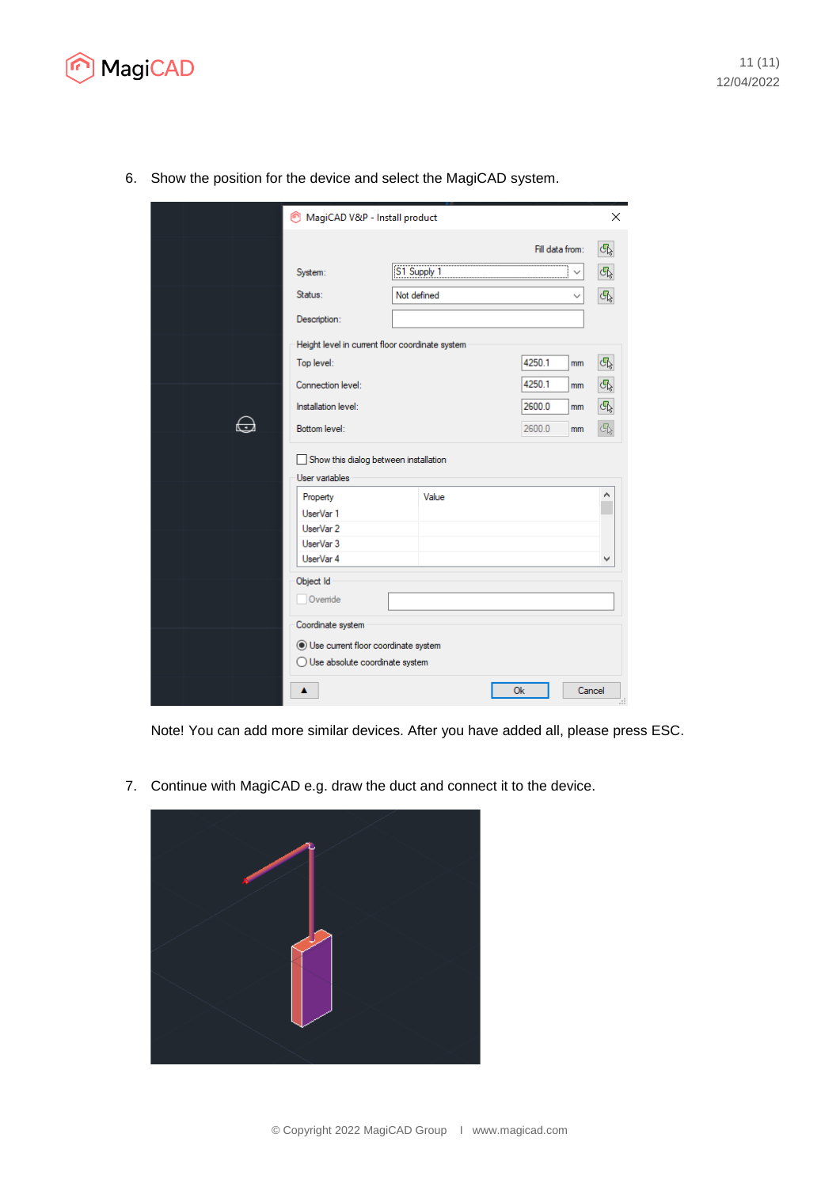6. Show the position for the device and select the MagiCAD system.

Note! You can add more similar devices. After you have added all, please press ESC.

7. Continue with MagiCAD e.g. draw the duct and connect it to the device.